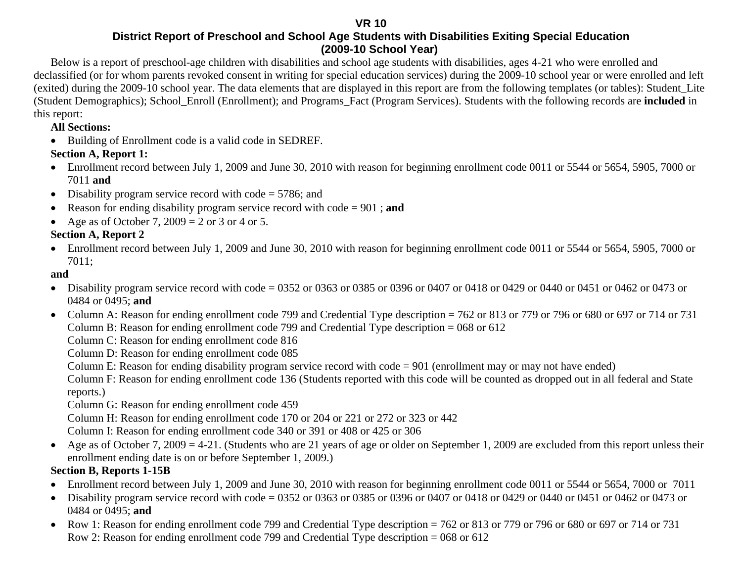# VR 10

## District Report of Preschool and School Age Students with Disabilities Exiting Special Education

## (2009-10 School Year)

Below is a report of preschool-age children with disabilities and school age students with disabilities, ages 4-21 who were enrolled and declassified (or for whom parents revoked consent in writing for special education services) during the 2009-10 school year or were enrolled and left (exited) during the 2009-10 school year. The data elements that are displayed in this report are from the following templates (or tables): Student_Lite (Student Demographics); School_Enroll (Enrollment); and Programs_Fact (Program Services). Students with the following records are **included** in this report:

**All Sections:**

- Building of Enrollment code is a valid code in SEDREF.

**Section A, Report 1:**

- Enrollment record between July 1, 2009 and June 30, 2010 with reason for beginning enrollment code 0011 or 5544 or 5654, 5905, 7000 or 7011 **and**
- Disability program service record with code = 5786; and
- Reason for ending disability program service record with code = 901 ; **and**
- Age as of October 7, 2009 = 2 or 3 or 4 or 5.

**Section A, Report 2**

- Enrollment record between July 1, 2009 and June 30, 2010 with reason for beginning enrollment code 0011 or 5544 or 5654, 5905, 7000 or 7011;

**and**

- Disability program service record with code = 0352 or 0363 or 0385 or 0396 or 0407 or 0418 or 0429 or 0440 or 0451 or 0462 or 0473 or 0484 or 0495; **and**
- Column A: Reason for ending enrollment code 799 and Credential Type description = 762 or 813 or 779 or 796 or 680 or 697 or 714 or 731
  Column B: Reason for ending enrollment code 799 and Credential Type description = 068 or 612
  Column C: Reason for ending enrollment code 816
  Column D: Reason for ending enrollment code 085
  Column E: Reason for ending disability program service record with code = 901 (enrollment may or may not have ended)
  Column F: Reason for ending enrollment code 136 (Students reported with this code will be counted as dropped out in all federal and State reports.)
  Column G: Reason for ending enrollment code 459
  Column H: Reason for ending enrollment code 170 or 204 or 221 or 272 or 323 or 442
  Column I: Reason for ending enrollment code 340 or 391 or 408 or 425 or 306
- Age as of October 7, 2009 = 4-21. (Students who are 21 years of age or older on September 1, 2009 are excluded from this report unless their enrollment ending date is on or before September 1, 2009.)

**Section B, Reports 1-15B**

- Enrollment record between July 1, 2009 and June 30, 2010 with reason for beginning enrollment code 0011 or 5544 or 5654, 7000 or 7011
- Disability program service record with code = 0352 or 0363 or 0385 or 0396 or 0407 or 0418 or 0429 or 0440 or 0451 or 0462 or 0473 or 0484 or 0495; **and**
- Row 1: Reason for ending enrollment code 799 and Credential Type description = 762 or 813 or 779 or 796 or 680 or 697 or 714 or 731
  Row 2: Reason for ending enrollment code 799 and Credential Type description = 068 or 612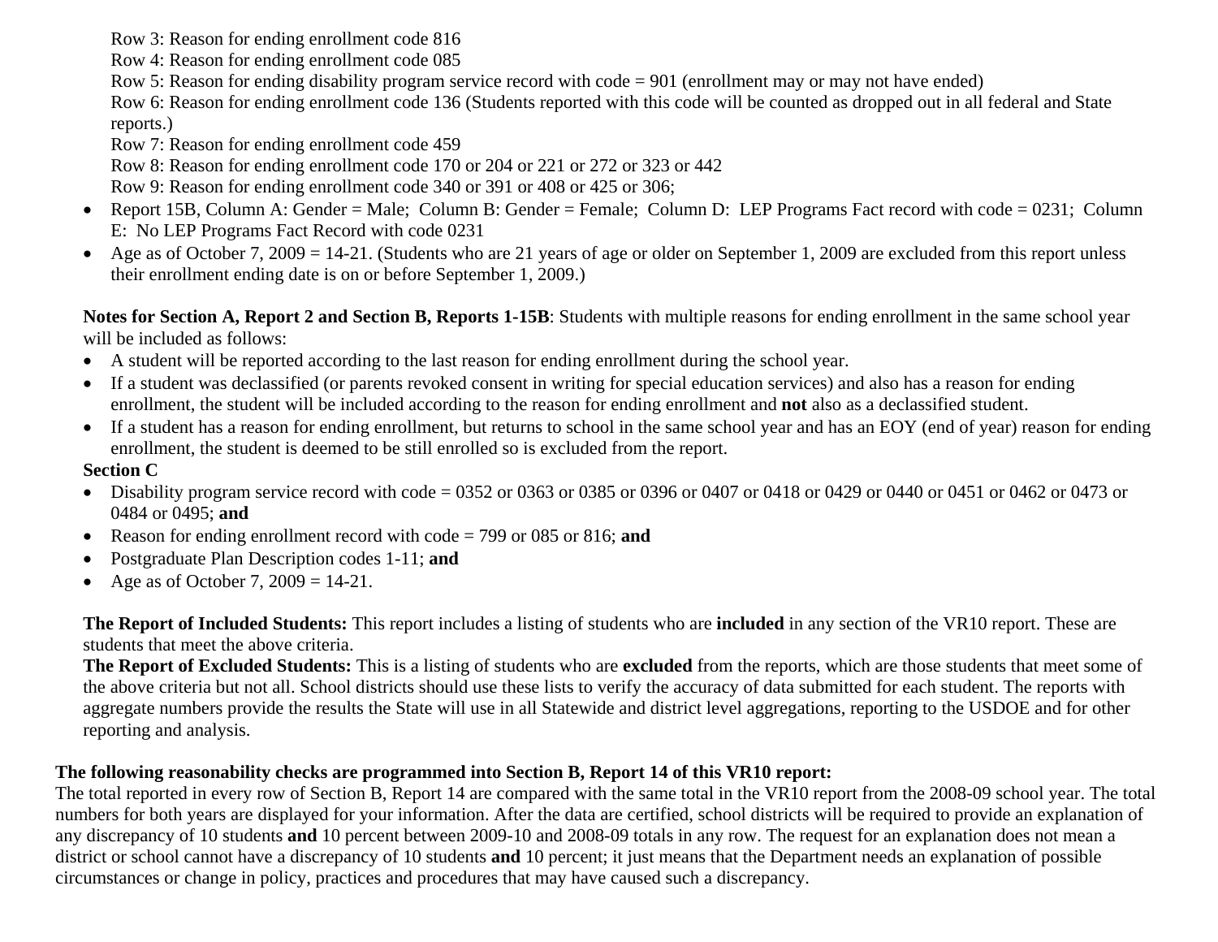Row 3: Reason for ending enrollment code 816
Row 4: Reason for ending enrollment code 085
Row 5: Reason for ending disability program service record with code = 901 (enrollment may or may not have ended)
Row 6: Reason for ending enrollment code 136 (Students reported with this code will be counted as dropped out in all federal and State reports.)
Row 7: Reason for ending enrollment code 459
Row 8: Reason for ending enrollment code 170 or 204 or 221 or 272 or 323 or 442
Row 9: Reason for ending enrollment code 340 or 391 or 408 or 425 or 306;

- Report 15B, Column A: Gender = Male; Column B: Gender = Female; Column D: LEP Programs Fact record with code = 0231; Column E: No LEP Programs Fact Record with code 0231
- Age as of October 7, 2009 = 14-21. (Students who are 21 years of age or older on September 1, 2009 are excluded from this report unless their enrollment ending date is on or before September 1, 2009.)

**Notes for Section A, Report 2 and Section B, Reports 1-15B**: Students with multiple reasons for ending enrollment in the same school year will be included as follows:

- A student will be reported according to the last reason for ending enrollment during the school year.
- If a student was declassified (or parents revoked consent in writing for special education services) and also has a reason for ending enrollment, the student will be included according to the reason for ending enrollment and **not** also as a declassified student.
- If a student has a reason for ending enrollment, but returns to school in the same school year and has an EOY (end of year) reason for ending enrollment, the student is deemed to be still enrolled so is excluded from the report.

**Section C**

- Disability program service record with code = 0352 or 0363 or 0385 or 0396 or 0407 or 0418 or 0429 or 0440 or 0451 or 0462 or 0473 or 0484 or 0495; **and**
- Reason for ending enrollment record with code = 799 or 085 or 816; **and**
- Postgraduate Plan Description codes 1-11; **and**
- Age as of October 7, 2009 = 14-21.

**The Report of Included Students:** This report includes a listing of students who are **included** in any section of the VR10 report. These are students that meet the above criteria.

**The Report of Excluded Students:** This is a listing of students who are **excluded** from the reports, which are those students that meet some of the above criteria but not all. School districts should use these lists to verify the accuracy of data submitted for each student. The reports with aggregate numbers provide the results the State will use in all Statewide and district level aggregations, reporting to the USDOE and for other reporting and analysis.

**The following reasonability checks are programmed into Section B, Report 14 of this VR10 report:**

The total reported in every row of Section B, Report 14 are compared with the same total in the VR10 report from the 2008-09 school year. The total numbers for both years are displayed for your information. After the data are certified, school districts will be required to provide an explanation of any discrepancy of 10 students **and** 10 percent between 2009-10 and 2008-09 totals in any row. The request for an explanation does not mean a district or school cannot have a discrepancy of 10 students **and** 10 percent; it just means that the Department needs an explanation of possible circumstances or change in policy, practices and procedures that may have caused such a discrepancy.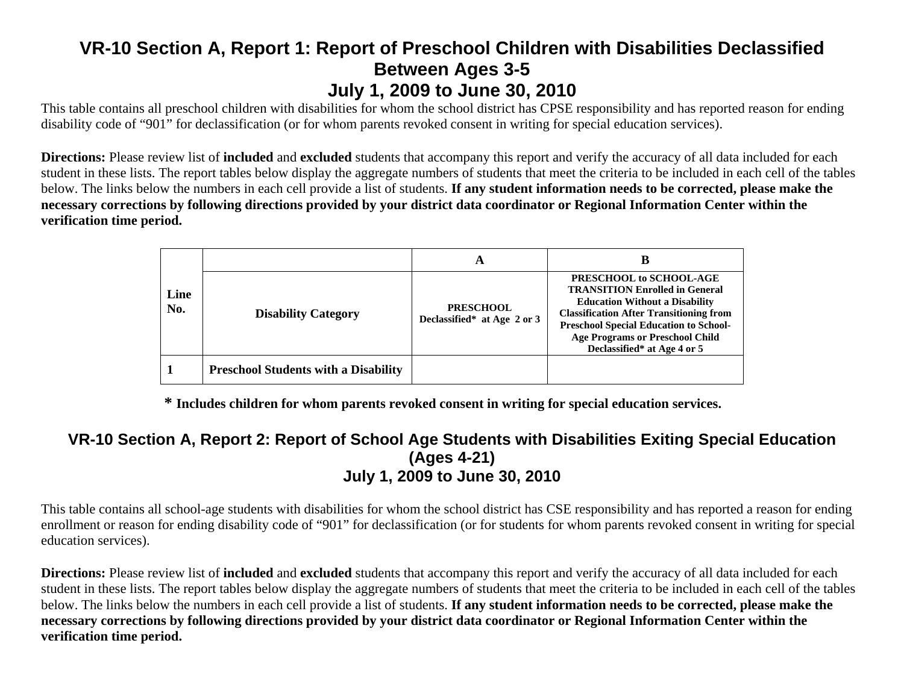# VR-10 Section A, Report 1: Report of Preschool Children with Disabilities Declassified Between Ages 3-5
## July 1, 2009 to June 30, 2010

This table contains all preschool children with disabilities for whom the school district has CPSE responsibility and has reported reason for ending disability code of "901" for declassification (or for whom parents revoked consent in writing for special education services).

**Directions:** Please review list of **included** and **excluded** students that accompany this report and verify the accuracy of all data included for each student in these lists. The report tables below display the aggregate numbers of students that meet the criteria to be included in each cell of the tables below. The links below the numbers in each cell provide a list of students. **If any student information needs to be corrected, please make the necessary corrections by following directions provided by your district data coordinator or Regional Information Center within the verification time period.**

| Line No. | | A | B |
|---|---|---|---|
| | **Disability Category** | **PRESCHOOL Declassified* at Age 2 or 3** | **PRESCHOOL to SCHOOL-AGE TRANSITION Enrolled in General Education Without a Disability Classification After Transitioning from Preschool Special Education to School-Age Programs or Preschool Child Declassified* at Age 4 or 5** |
| **1** | **Preschool Students with a Disability** | | |

**\* Includes children for whom parents revoked consent in writing for special education services.**

# VR-10 Section A, Report 2: Report of School Age Students with Disabilities Exiting Special Education (Ages 4-21)
## July 1, 2009 to June 30, 2010

This table contains all school-age students with disabilities for whom the school district has CSE responsibility and has reported a reason for ending enrollment or reason for ending disability code of "901" for declassification (or for students for whom parents revoked consent in writing for special education services).

**Directions:** Please review list of **included** and **excluded** students that accompany this report and verify the accuracy of all data included for each student in these lists. The report tables below display the aggregate numbers of students that meet the criteria to be included in each cell of the tables below. The links below the numbers in each cell provide a list of students. **If any student information needs to be corrected, please make the necessary corrections by following directions provided by your district data coordinator or Regional Information Center within the verification time period.**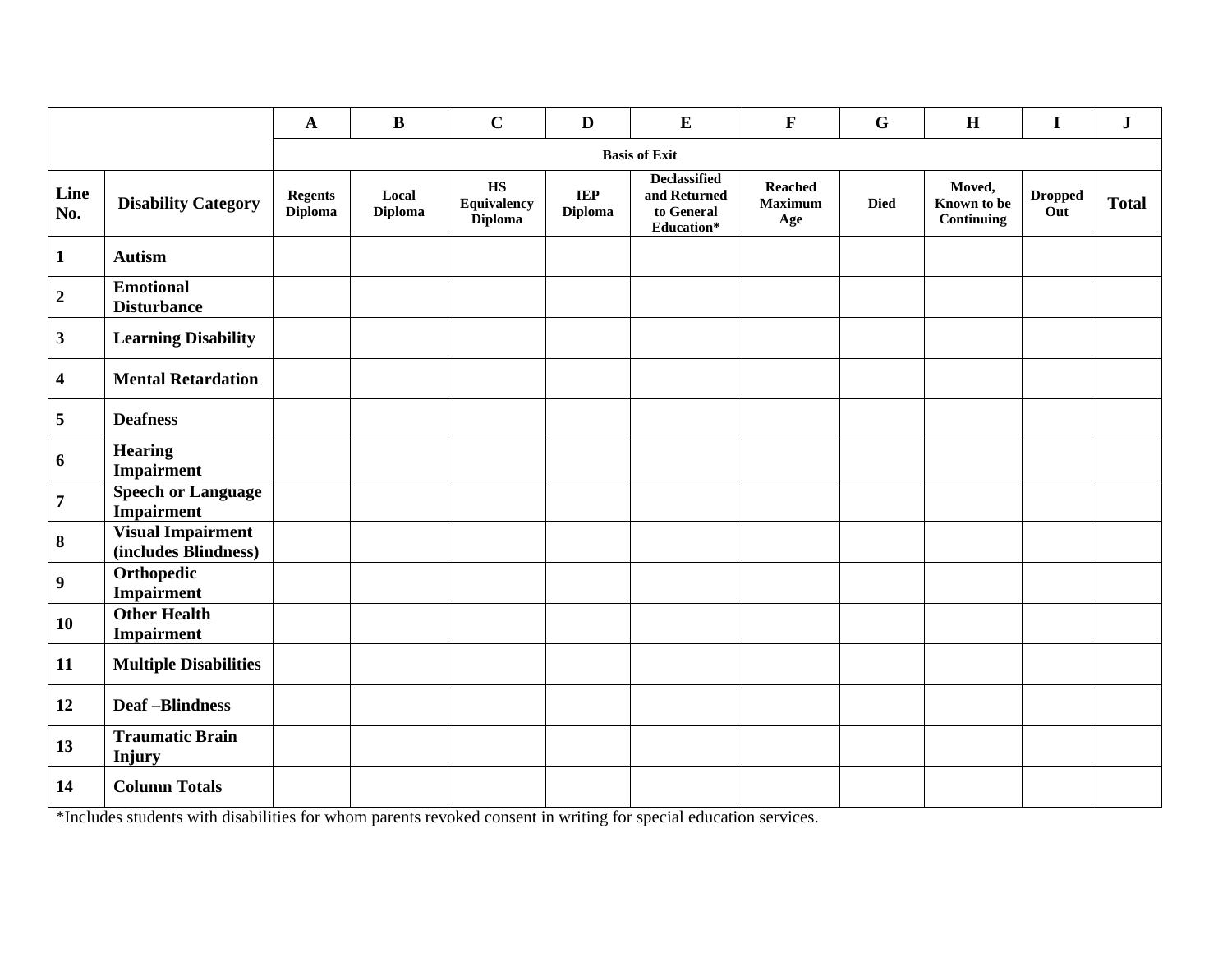| | | A | B | C | D | E | F | G | H | I | J |
|---|---|---|---|---|---|---|---|---|---|---|---|
| | | **Basis of Exit** | | | | | | | | | |
| **Line No.** | **Disability Category** | **Regents Diploma** | **Local Diploma** | **HS Equivalency Diploma** | **IEP Diploma** | **Declassified and Returned to General Education*** | **Reached Maximum Age** | **Died** | **Moved, Known to be Continuing** | **Dropped Out** | **Total** |
| **1** | **Autism** | | | | | | | | | | |
| **2** | **Emotional Disturbance** | | | | | | | | | | |
| **3** | **Learning Disability** | | | | | | | | | | |
| **4** | **Mental Retardation** | | | | | | | | | | |
| **5** | **Deafness** | | | | | | | | | | |
| **6** | **Hearing Impairment** | | | | | | | | | | |
| **7** | **Speech or Language Impairment** | | | | | | | | | | |
| **8** | **Visual Impairment (includes Blindness)** | | | | | | | | | | |
| **9** | **Orthopedic Impairment** | | | | | | | | | | |
| **10** | **Other Health Impairment** | | | | | | | | | | |
| **11** | **Multiple Disabilities** | | | | | | | | | | |
| **12** | **Deaf –Blindness** | | | | | | | | | | |
| **13** | **Traumatic Brain Injury** | | | | | | | | | | |
| **14** | **Column Totals** | | | | | | | | | | |

*Includes students with disabilities for whom parents revoked consent in writing for special education services.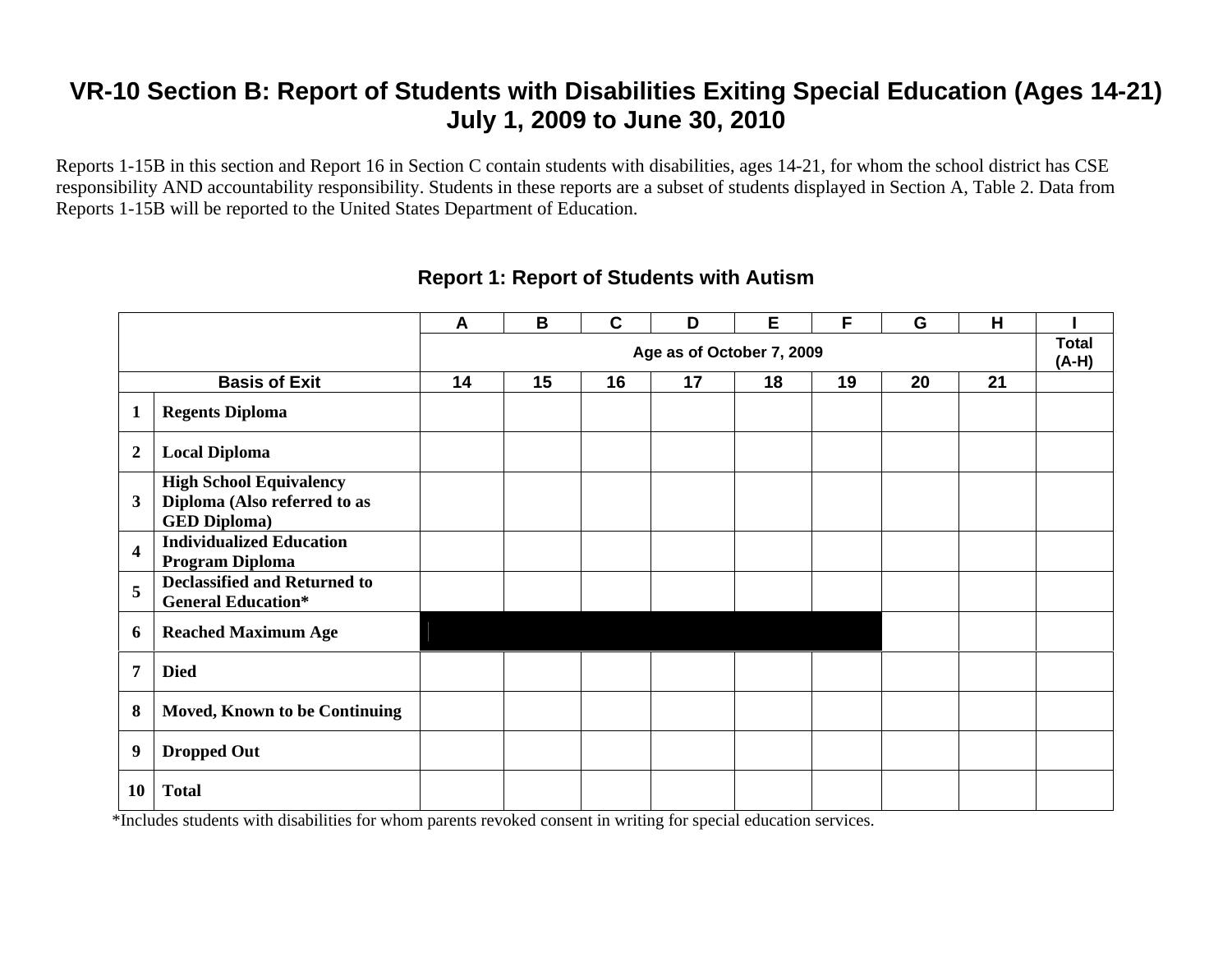# VR-10 Section B: Report of Students with Disabilities Exiting Special Education (Ages 14-21) July 1, 2009 to June 30, 2010

Reports 1-15B in this section and Report 16 in Section C contain students with disabilities, ages 14-21, for whom the school district has CSE responsibility AND accountability responsibility. Students in these reports are a subset of students displayed in Section A, Table 2. Data from Reports 1-15B will be reported to the United States Department of Education.

## Report 1: Report of Students with Autism

| | | A | B | C | D | E | F | G | H | I |
|---|---|---|---|---|---|---|---|---|---|---|
| | | Age as of October 7, 2009 | | | | | | | | Total (A-H) |
| Basis of Exit | | 14 | 15 | 16 | 17 | 18 | 19 | 20 | 21 | |
| 1 | **Regents Diploma** | | | | | | | | | |
| 2 | **Local Diploma** | | | | | | | | | |
| 3 | **High School Equivalency Diploma (Also referred to as GED Diploma)** | | | | | | | | | |
| 4 | **Individualized Education Program Diploma** | | | | | | | | | |
| 5 | **Declassified and Returned to General Education*** | | | | | | | | | |
| 6 | **Reached Maximum Age** | | | | | | | | | |
| 7 | **Died** | | | | | | | | | |
| 8 | **Moved, Known to be Continuing** | | | | | | | | | |
| 9 | **Dropped Out** | | | | | | | | | |
| 10 | **Total** | | | | | | | | | |

*Includes students with disabilities for whom parents revoked consent in writing for special education services.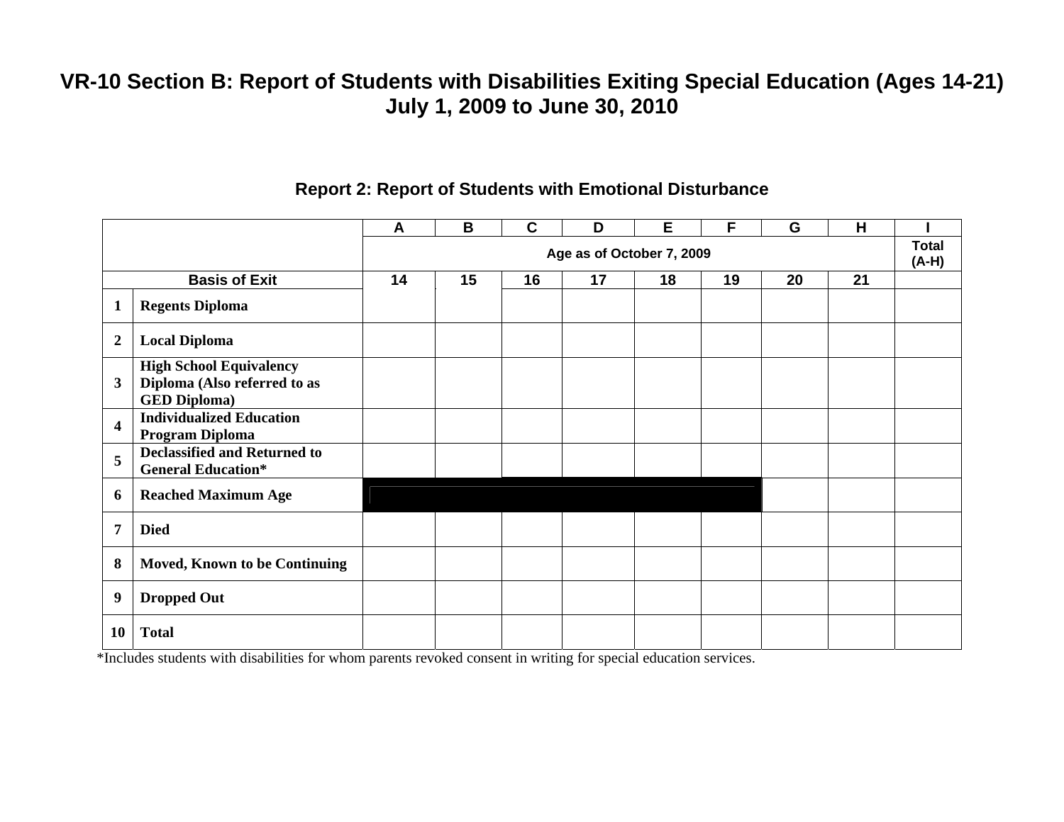# VR-10 Section B: Report of Students with Disabilities Exiting Special Education (Ages 14-21)

## July 1, 2009 to June 30, 2010

### Report 2: Report of Students with Emotional Disturbance

| | | A | B | C | D | E | F | G | H | I |
|---|---|---|---|---|---|---|---|---|---|---|
| | | Age as of October 7, 2009 | | | | | | | | Total (A-H) |
| Basis of Exit | | 14 | 15 | 16 | 17 | 18 | 19 | 20 | 21 | |
| 1 | **Regents Diploma** | | | | | | | | | |
| 2 | **Local Diploma** | | | | | | | | | |
| 3 | **High School Equivalency Diploma (Also referred to as GED Diploma)** | | | | | | | | | |
| 4 | **Individualized Education Program Diploma** | | | | | | | | | |
| 5 | **Declassified and Returned to General Education*** | | | | | | | | | |
| 6 | **Reached Maximum Age** | | | | | | | | | |
| 7 | **Died** | | | | | | | | | |
| 8 | **Moved, Known to be Continuing** | | | | | | | | | |
| 9 | **Dropped Out** | | | | | | | | | |
| 10 | **Total** | | | | | | | | | |

*Includes students with disabilities for whom parents revoked consent in writing for special education services.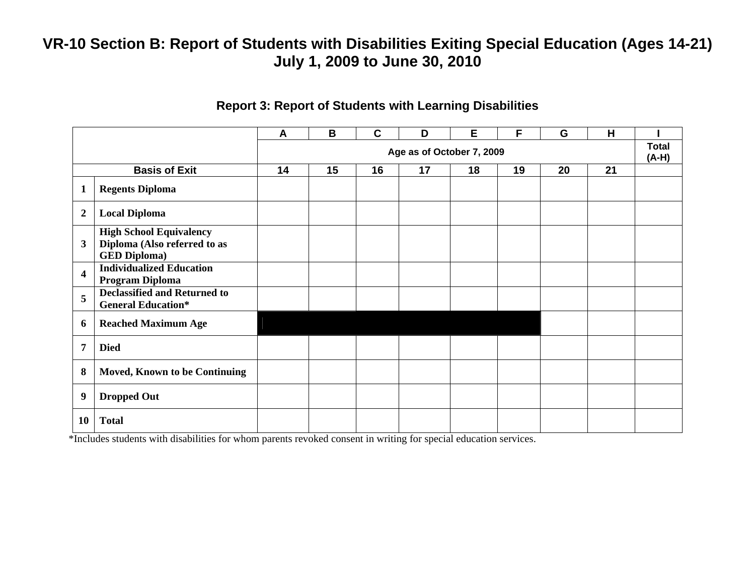# VR-10 Section B: Report of Students with Disabilities Exiting Special Education (Ages 14-21)
## July 1, 2009 to June 30, 2010

### Report 3: Report of Students with Learning Disabilities

| | | A | B | C | D | E | F | G | H | I |
|---|---|---|---|---|---|---|---|---|---|---|
| | | Age as of October 7, 2009 | | | | | | | | Total (A-H) |
| Basis of Exit | | 14 | 15 | 16 | 17 | 18 | 19 | 20 | 21 | |
| 1 | Regents Diploma | | | | | | | | | |
| 2 | Local Diploma | | | | | | | | | |
| 3 | High School Equivalency Diploma (Also referred to as GED Diploma) | | | | | | | | | |
| 4 | Individualized Education Program Diploma | | | | | | | | | |
| 5 | Declassified and Returned to General Education* | | | | | | | | | |
| 6 | Reached Maximum Age | | | | | | | | | |
| 7 | Died | | | | | | | | | |
| 8 | Moved, Known to be Continuing | | | | | | | | | |
| 9 | Dropped Out | | | | | | | | | |
| 10 | Total | | | | | | | | | |

*Includes students with disabilities for whom parents revoked consent in writing for special education services.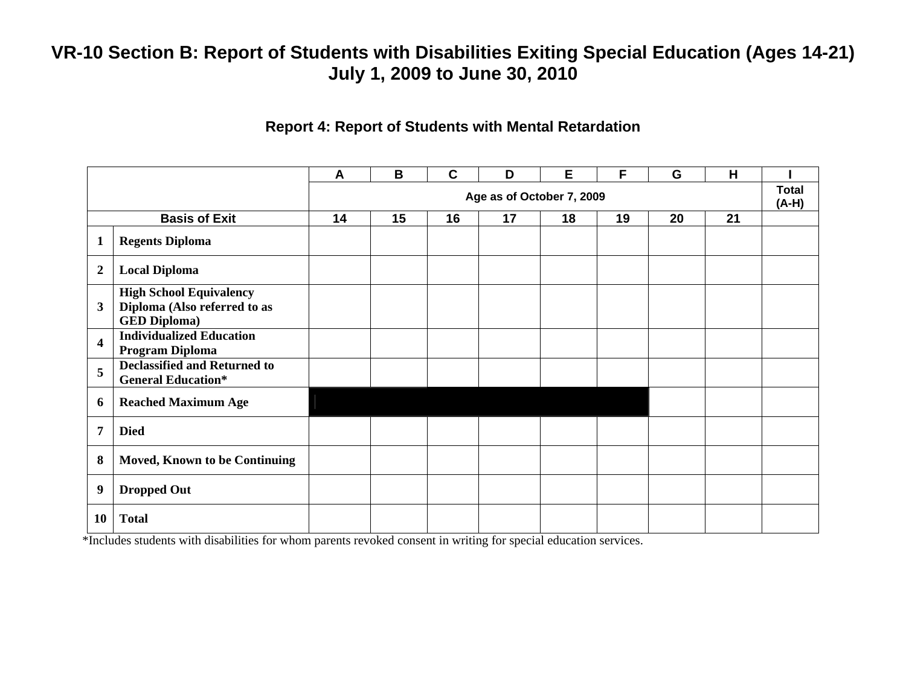# VR-10 Section B: Report of Students with Disabilities Exiting Special Education (Ages 14-21) July 1, 2009 to June 30, 2010

## Report 4: Report of Students with Mental Retardation

| | | A | B | C | D | E | F | G | H | I |
|---|---|---|---|---|---|---|---|---|---|---|
| | | Age as of October 7, 2009 | | | | | | | | Total (A-H) |
| Basis of Exit | | 14 | 15 | 16 | 17 | 18 | 19 | 20 | 21 | |
| 1 | Regents Diploma | | | | | | | | | |
| 2 | Local Diploma | | | | | | | | | |
| 3 | High School Equivalency Diploma (Also referred to as GED Diploma) | | | | | | | | | |
| 4 | Individualized Education Program Diploma | | | | | | | | | |
| 5 | Declassified and Returned to General Education* | | | | | | | | | |
| 6 | Reached Maximum Age | | | | | | | | | |
| 7 | Died | | | | | | | | | |
| 8 | Moved, Known to be Continuing | | | | | | | | | |
| 9 | Dropped Out | | | | | | | | | |
| 10 | Total | | | | | | | | | |

*Includes students with disabilities for whom parents revoked consent in writing for special education services.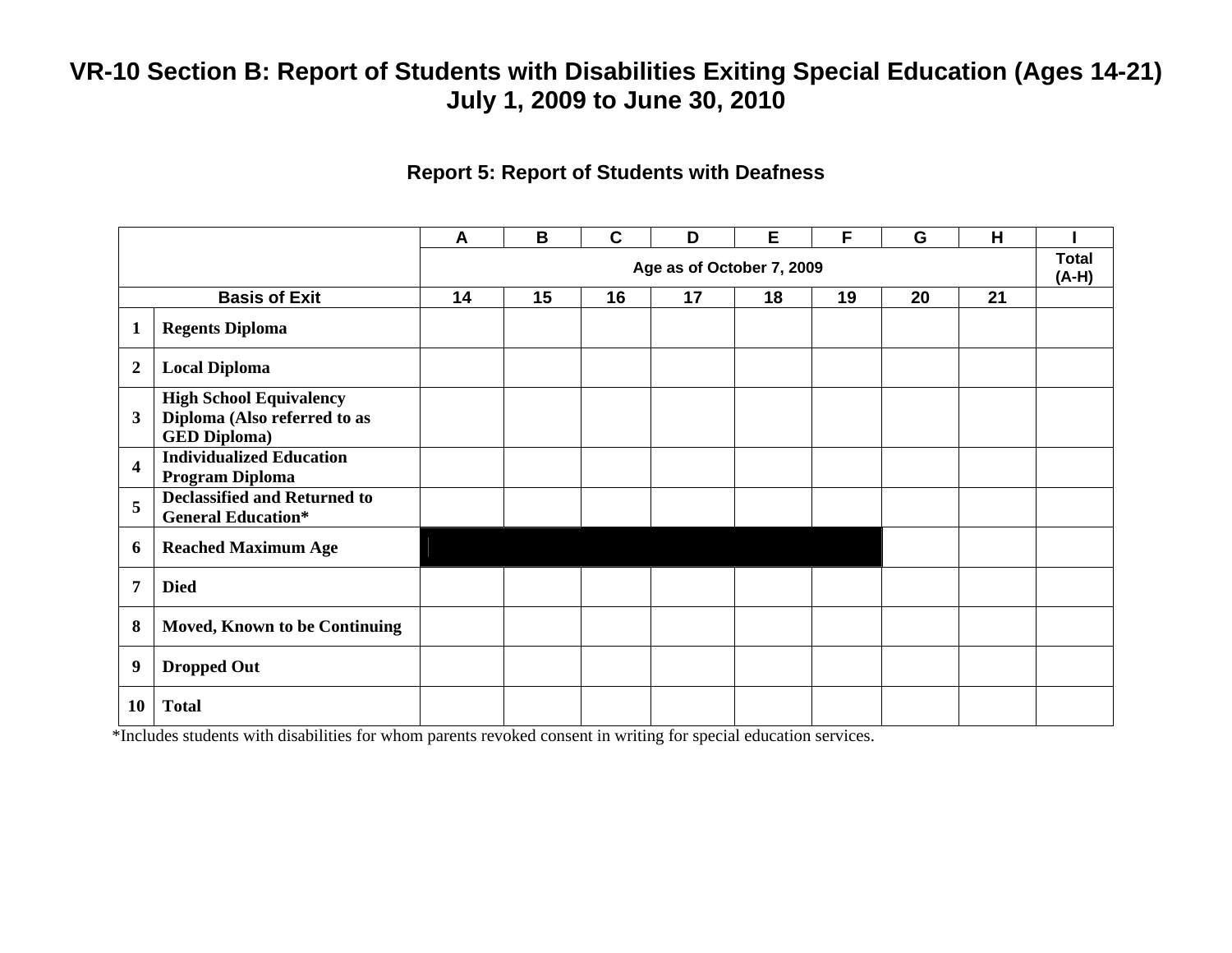# VR-10 Section B: Report of Students with Disabilities Exiting Special Education (Ages 14-21)
## July 1, 2009 to June 30, 2010

### Report 5: Report of Students with Deafness

| | | A | B | C | D | E | F | G | H | I |
|---|---|---|---|---|---|---|---|---|---|---|
| | | Age as of October 7, 2009 | | | | | | | | Total (A-H) |
| Basis of Exit | | 14 | 15 | 16 | 17 | 18 | 19 | 20 | 21 | |
| 1 | Regents Diploma | | | | | | | | | |
| 2 | Local Diploma | | | | | | | | | |
| 3 | High School Equivalency Diploma (Also referred to as GED Diploma) | | | | | | | | | |
| 4 | Individualized Education Program Diploma | | | | | | | | | |
| 5 | Declassified and Returned to General Education* | | | | | | | | | |
| 6 | Reached Maximum Age | | | | | | | | | |
| 7 | Died | | | | | | | | | |
| 8 | Moved, Known to be Continuing | | | | | | | | | |
| 9 | Dropped Out | | | | | | | | | |
| 10 | Total | | | | | | | | | |

*Includes students with disabilities for whom parents revoked consent in writing for special education services.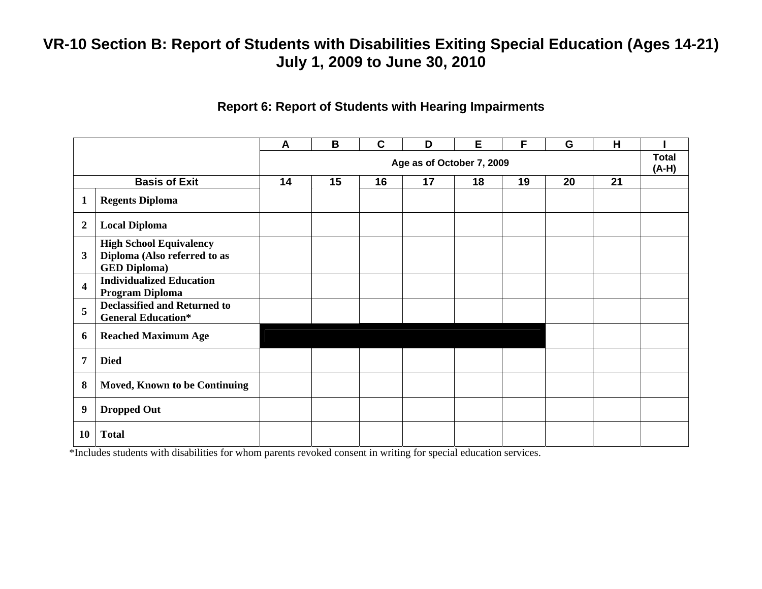# VR-10 Section B: Report of Students with Disabilities Exiting Special Education (Ages 14-21) July 1, 2009 to June 30, 2010

## Report 6: Report of Students with Hearing Impairments

| | | A | B | C | D | E | F | G | H | I |
|---|---|---|---|---|---|---|---|---|---|---|
| | | Age as of October 7, 2009 | | | | | | | | Total (A-H) |
| Basis of Exit | | 14 | 15 | 16 | 17 | 18 | 19 | 20 | 21 | |
| 1 | Regents Diploma | | | | | | | | | |
| 2 | Local Diploma | | | | | | | | | |
| 3 | High School Equivalency Diploma (Also referred to as GED Diploma) | | | | | | | | | |
| 4 | Individualized Education Program Diploma | | | | | | | | | |
| 5 | Declassified and Returned to General Education* | | | | | | | | | |
| 6 | Reached Maximum Age | | | | | | | | | |
| 7 | Died | | | | | | | | | |
| 8 | Moved, Known to be Continuing | | | | | | | | | |
| 9 | Dropped Out | | | | | | | | | |
| 10 | Total | | | | | | | | | |

*Includes students with disabilities for whom parents revoked consent in writing for special education services.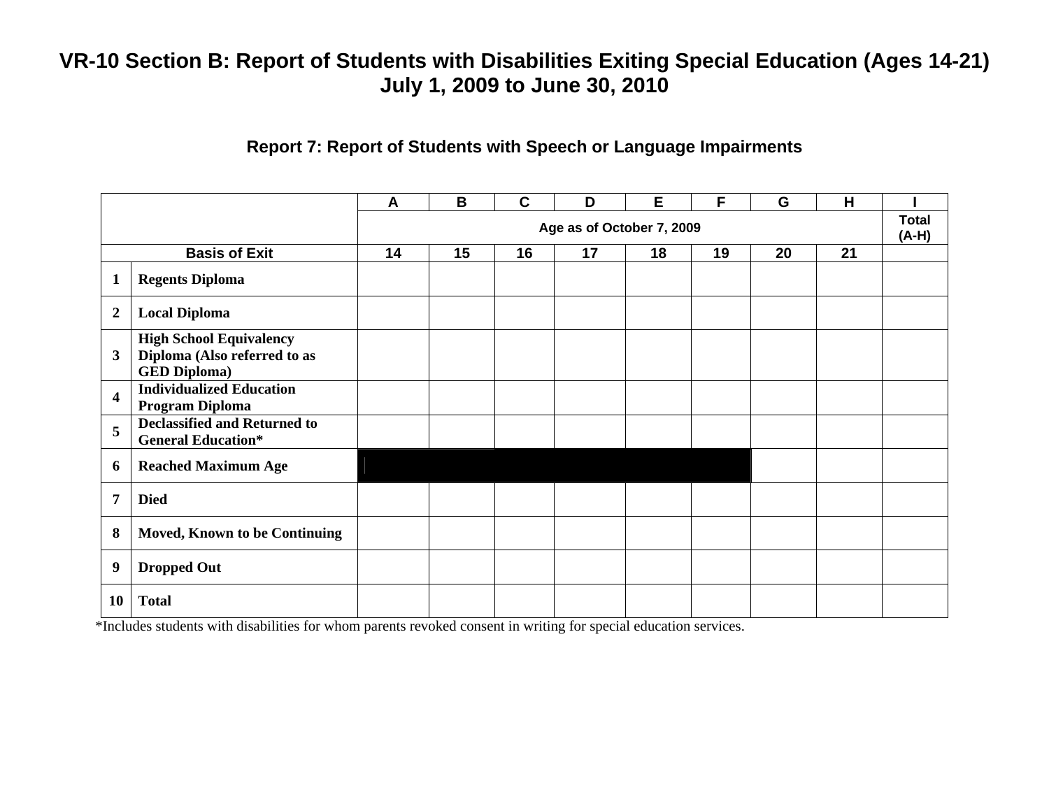# VR-10 Section B: Report of Students with Disabilities Exiting Special Education (Ages 14-21)
## July 1, 2009 to June 30, 2010

### Report 7: Report of Students with Speech or Language Impairments

| | | A | B | C | D | E | F | G | H | I |
|---|---|---|---|---|---|---|---|---|---|---|
| | | Age as of October 7, 2009 | | | | | | | | Total (A-H) |
| Basis of Exit | | 14 | 15 | 16 | 17 | 18 | 19 | 20 | 21 | |
| 1 | **Regents Diploma** | | | | | | | | | |
| 2 | **Local Diploma** | | | | | | | | | |
| 3 | **High School Equivalency Diploma (Also referred to as GED Diploma)** | | | | | | | | | |
| 4 | **Individualized Education Program Diploma** | | | | | | | | | |
| 5 | **Declassified and Returned to General Education*** | | | | | | | | | |
| 6 | **Reached Maximum Age** | | | | | | | | | |
| 7 | **Died** | | | | | | | | | |
| 8 | **Moved, Known to be Continuing** | | | | | | | | | |
| 9 | **Dropped Out** | | | | | | | | | |
| 10 | **Total** | | | | | | | | | |

*Includes students with disabilities for whom parents revoked consent in writing for special education services.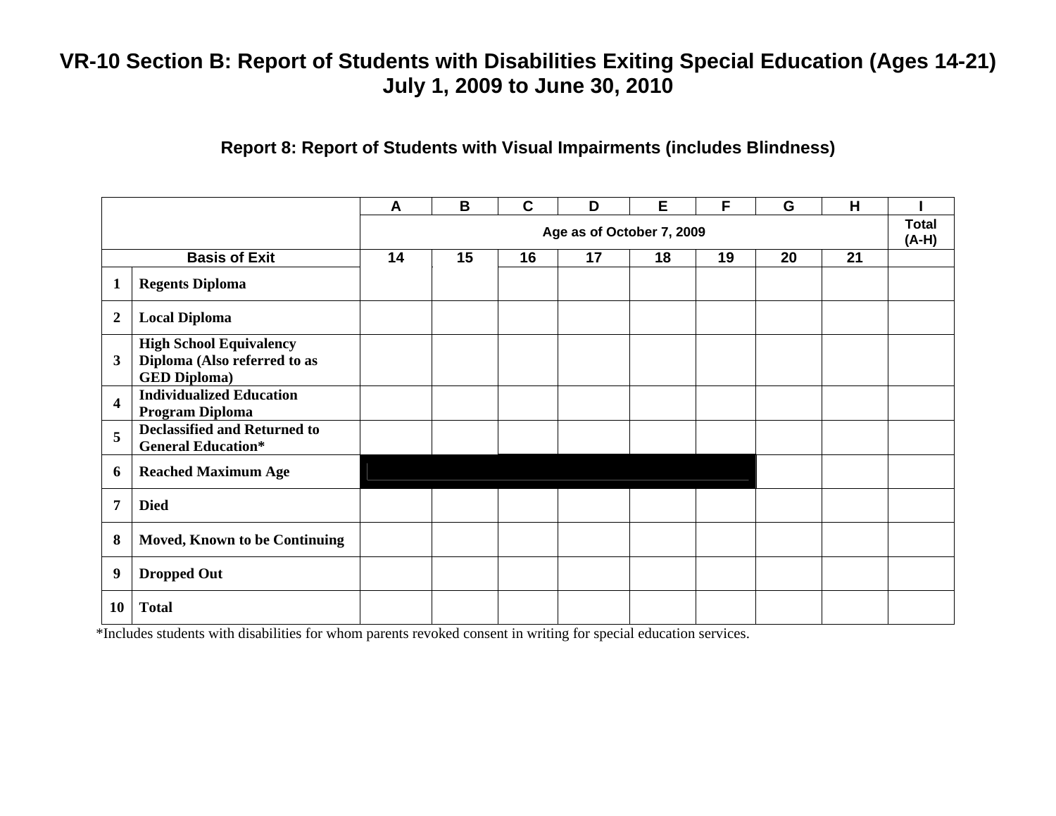# VR-10 Section B: Report of Students with Disabilities Exiting Special Education (Ages 14-21)
## July 1, 2009 to June 30, 2010

### Report 8: Report of Students with Visual Impairments (includes Blindness)

| | | A | B | C | D | E | F | G | H | I |
|---|---|---|---|---|---|---|---|---|---|---|
| | | Age as of October 7, 2009 | | | | | | | | Total (A-H) |
| Basis of Exit | | 14 | 15 | 16 | 17 | 18 | 19 | 20 | 21 | |
| 1 | Regents Diploma | | | | | | | | | |
| 2 | Local Diploma | | | | | | | | | |
| 3 | High School Equivalency Diploma (Also referred to as GED Diploma) | | | | | | | | | |
| 4 | Individualized Education Program Diploma | | | | | | | | | |
| 5 | Declassified and Returned to General Education* | | | | | | | | | |
| 6 | Reached Maximum Age | | | | | | | | | |
| 7 | Died | | | | | | | | | |
| 8 | Moved, Known to be Continuing | | | | | | | | | |
| 9 | Dropped Out | | | | | | | | | |
| 10 | Total | | | | | | | | | |

*Includes students with disabilities for whom parents revoked consent in writing for special education services.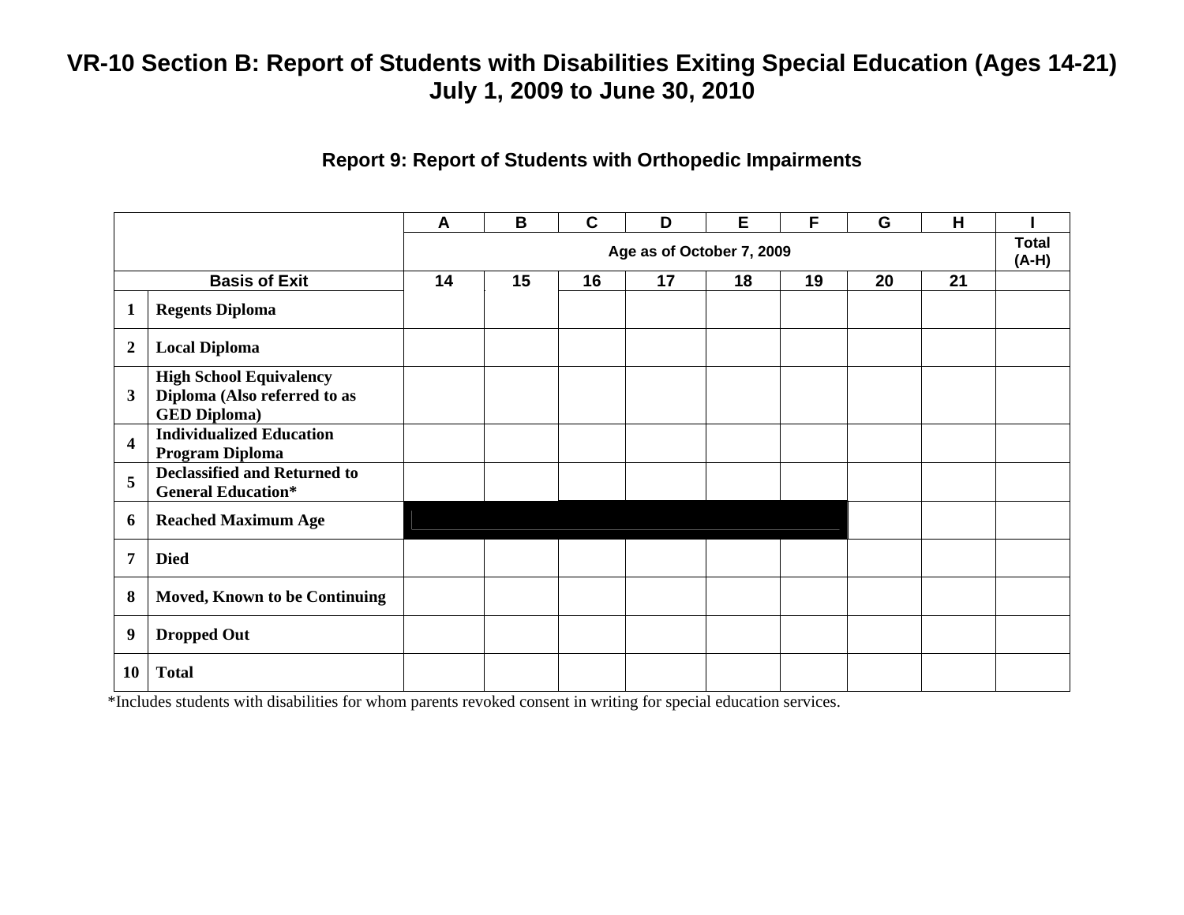# VR-10 Section B: Report of Students with Disabilities Exiting Special Education (Ages 14-21)
## July 1, 2009 to June 30, 2010

### Report 9: Report of Students with Orthopedic Impairments

| | | A | B | C | D | E | F | G | H | I |
|---|---|---|---|---|---|---|---|---|---|---|
| | | Age as of October 7, 2009 | | | | | | | | Total (A-H) |
| Basis of Exit | | 14 | 15 | 16 | 17 | 18 | 19 | 20 | 21 | |
| 1 | Regents Diploma | | | | | | | | | |
| 2 | Local Diploma | | | | | | | | | |
| 3 | High School Equivalency Diploma (Also referred to as GED Diploma) | | | | | | | | | |
| 4 | Individualized Education Program Diploma | | | | | | | | | |
| 5 | Declassified and Returned to General Education* | | | | | | | | | |
| 6 | Reached Maximum Age | | | | | | | | | |
| 7 | Died | | | | | | | | | |
| 8 | Moved, Known to be Continuing | | | | | | | | | |
| 9 | Dropped Out | | | | | | | | | |
| 10 | Total | | | | | | | | | |

*Includes students with disabilities for whom parents revoked consent in writing for special education services.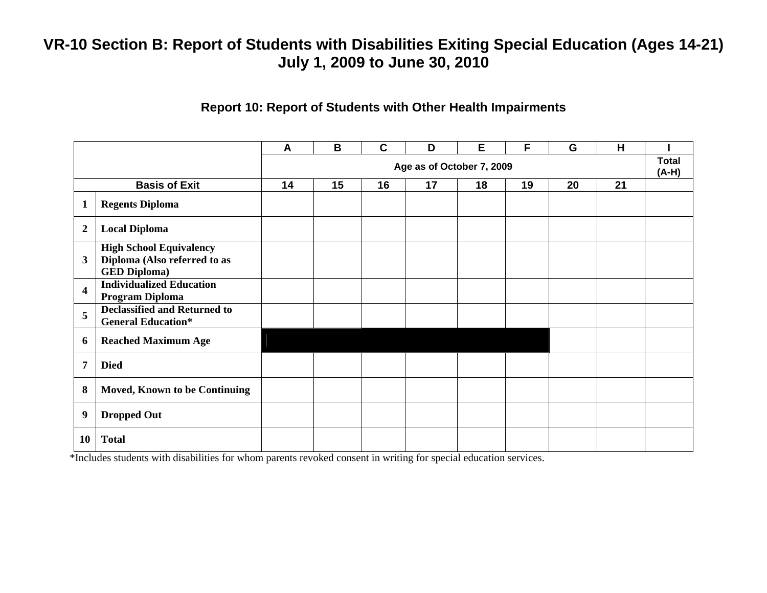# VR-10 Section B: Report of Students with Disabilities Exiting Special Education (Ages 14-21)
# July 1, 2009 to June 30, 2010

### Report 10: Report of Students with Other Health Impairments

| | | A | B | C | D | E | F | G | H | I |
|---|---|---|---|---|---|---|---|---|---|---|
| | | Age as of October 7, 2009 | | | | | | | | Total (A-H) |
| Basis of Exit | | 14 | 15 | 16 | 17 | 18 | 19 | 20 | 21 | |
| 1 | Regents Diploma | | | | | | | | | |
| 2 | Local Diploma | | | | | | | | | |
| 3 | High School Equivalency Diploma (Also referred to as GED Diploma) | | | | | | | | | |
| 4 | Individualized Education Program Diploma | | | | | | | | | |
| 5 | Declassified and Returned to General Education* | | | | | | | | | |
| 6 | Reached Maximum Age | | | | | | | | | |
| 7 | Died | | | | | | | | | |
| 8 | Moved, Known to be Continuing | | | | | | | | | |
| 9 | Dropped Out | | | | | | | | | |
| 10 | Total | | | | | | | | | |

*Includes students with disabilities for whom parents revoked consent in writing for special education services.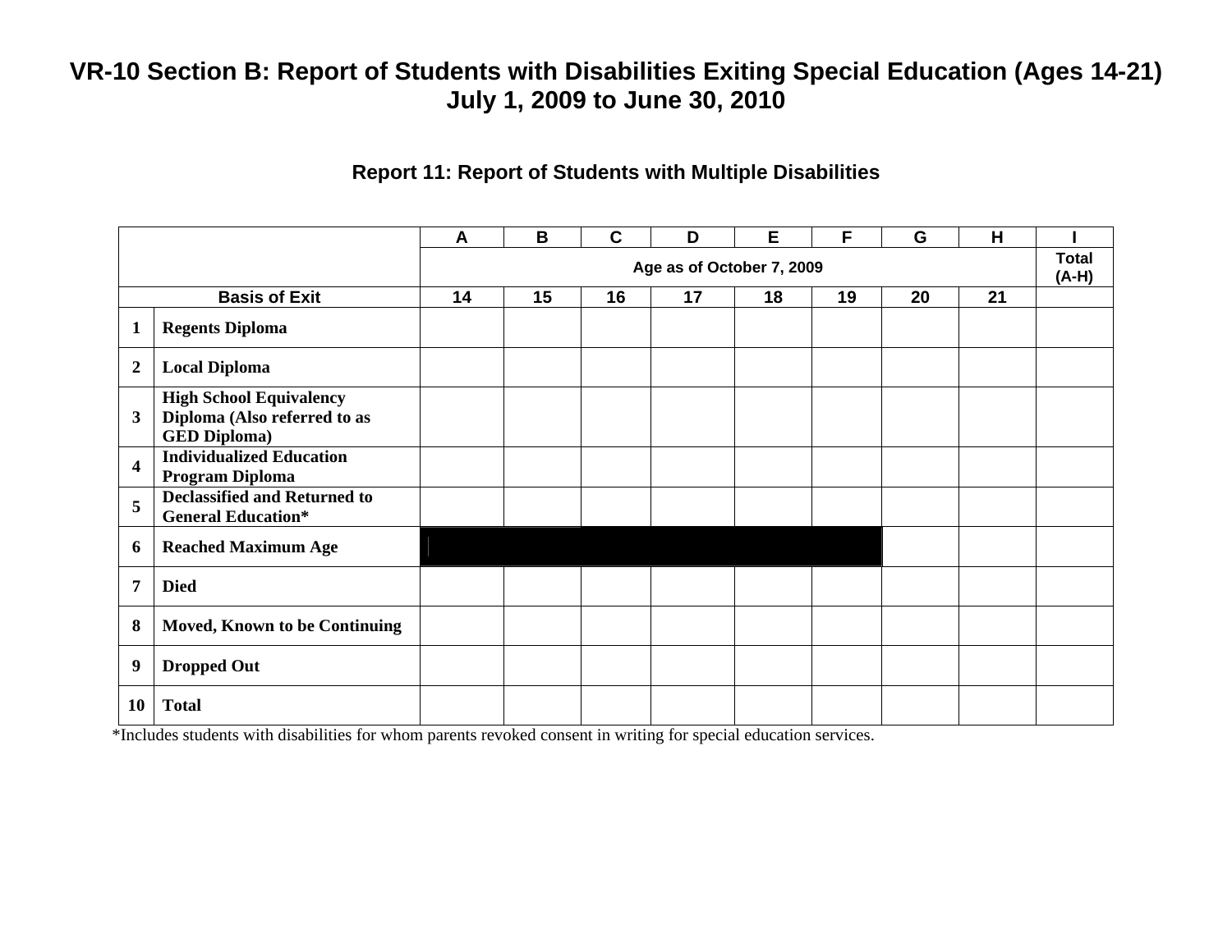# VR-10 Section B: Report of Students with Disabilities Exiting Special Education (Ages 14-21)
# July 1, 2009 to June 30, 2010

## Report 11: Report of Students with Multiple Disabilities

| | | A | B | C | D | E | F | G | H | I |
|---|---|---|---|---|---|---|---|---|---|---|
| | | Age as of October 7, 2009 | | | | | | | | Total (A-H) |
| Basis of Exit | | 14 | 15 | 16 | 17 | 18 | 19 | 20 | 21 | |
| 1 | Regents Diploma | | | | | | | | | |
| 2 | Local Diploma | | | | | | | | | |
| 3 | High School Equivalency Diploma (Also referred to as GED Diploma) | | | | | | | | | |
| 4 | Individualized Education Program Diploma | | | | | | | | | |
| 5 | Declassified and Returned to General Education* | | | | | | | | | |
| 6 | Reached Maximum Age | | | | | | | | | |
| 7 | Died | | | | | | | | | |
| 8 | Moved, Known to be Continuing | | | | | | | | | |
| 9 | Dropped Out | | | | | | | | | |
| 10 | Total | | | | | | | | | |

*Includes students with disabilities for whom parents revoked consent in writing for special education services.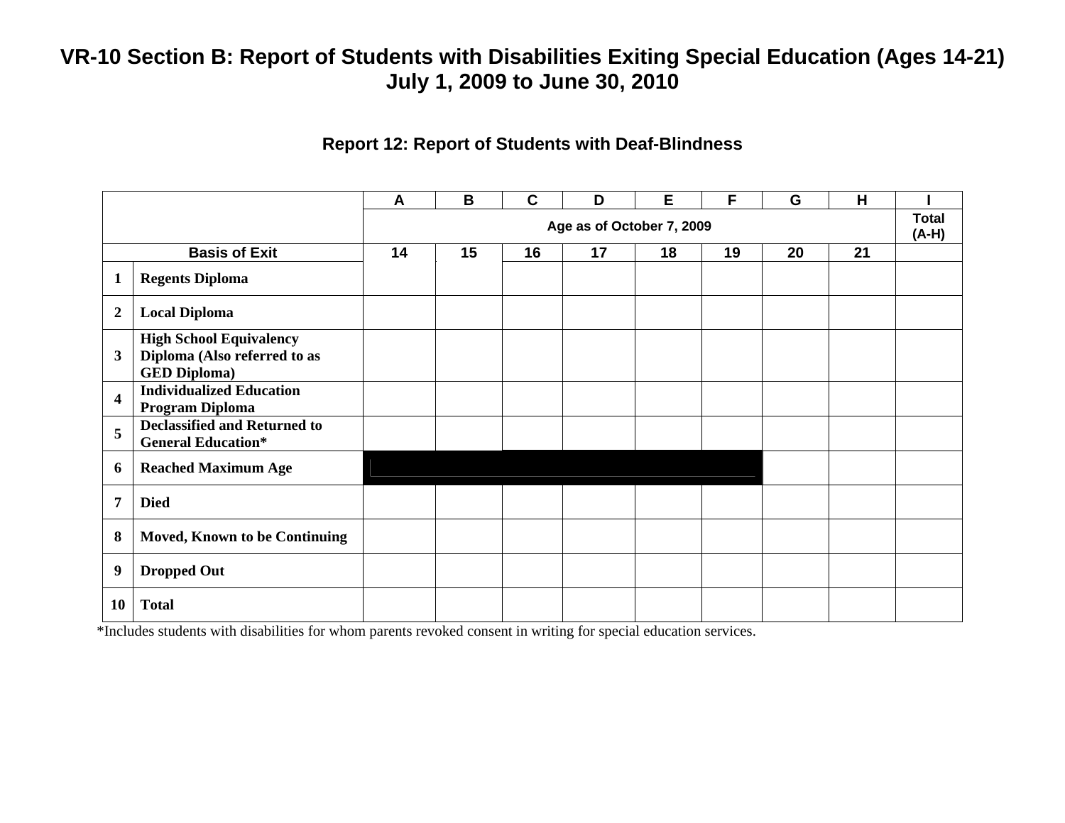# VR-10 Section B: Report of Students with Disabilities Exiting Special Education (Ages 14-21)
## July 1, 2009 to June 30, 2010

### Report 12: Report of Students with Deaf-Blindness

| | | A | B | C | D | E | F | G | H | I |
|---|---|---|---|---|---|---|---|---|---|---|
| | | Age as of October 7, 2009 | | | | | | | | Total (A-H) |
| Basis of Exit | | 14 | 15 | 16 | 17 | 18 | 19 | 20 | 21 | |
| 1 | Regents Diploma | | | | | | | | | |
| 2 | Local Diploma | | | | | | | | | |
| 3 | High School Equivalency Diploma (Also referred to as GED Diploma) | | | | | | | | | |
| 4 | Individualized Education Program Diploma | | | | | | | | | |
| 5 | Declassified and Returned to General Education* | | | | | | | | | |
| 6 | Reached Maximum Age | | | | | | | | | |
| 7 | Died | | | | | | | | | |
| 8 | Moved, Known to be Continuing | | | | | | | | | |
| 9 | Dropped Out | | | | | | | | | |
| 10 | Total | | | | | | | | | |

*Includes students with disabilities for whom parents revoked consent in writing for special education services.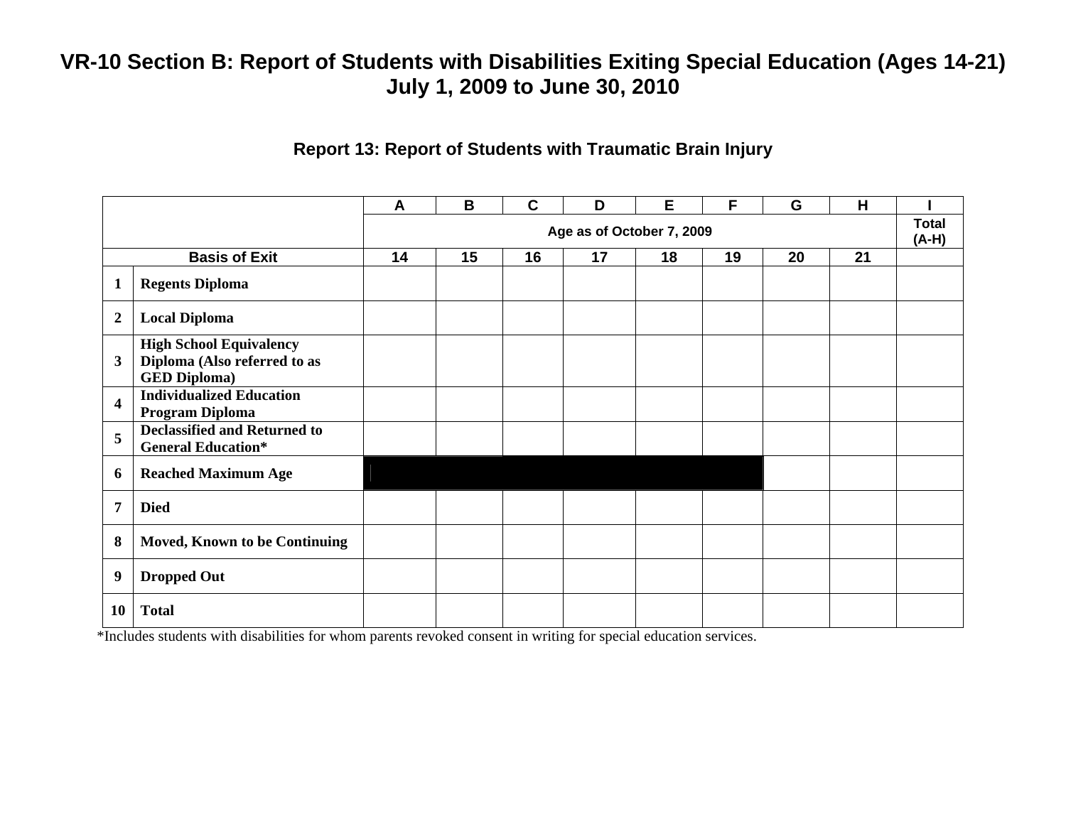# VR-10 Section B: Report of Students with Disabilities Exiting Special Education (Ages 14-21)
# July 1, 2009 to June 30, 2010

## Report 13: Report of Students with Traumatic Brain Injury

| | | A | B | C | D | E | F | G | H | I |
|---|---|---|---|---|---|---|---|---|---|---|
| | | Age as of October 7, 2009 | | | | | | | | Total (A-H) |
| Basis of Exit | | 14 | 15 | 16 | 17 | 18 | 19 | 20 | 21 | |
| 1 | **Regents Diploma** | | | | | | | | | |
| 2 | **Local Diploma** | | | | | | | | | |
| 3 | **High School Equivalency Diploma (Also referred to as GED Diploma)** | | | | | | | | | |
| 4 | **Individualized Education Program Diploma** | | | | | | | | | |
| 5 | **Declassified and Returned to General Education*** | | | | | | | | | |
| 6 | **Reached Maximum Age** | | | | | | | | | |
| 7 | **Died** | | | | | | | | | |
| 8 | **Moved, Known to be Continuing** | | | | | | | | | |
| 9 | **Dropped Out** | | | | | | | | | |
| 10 | **Total** | | | | | | | | | |

*Includes students with disabilities for whom parents revoked consent in writing for special education services.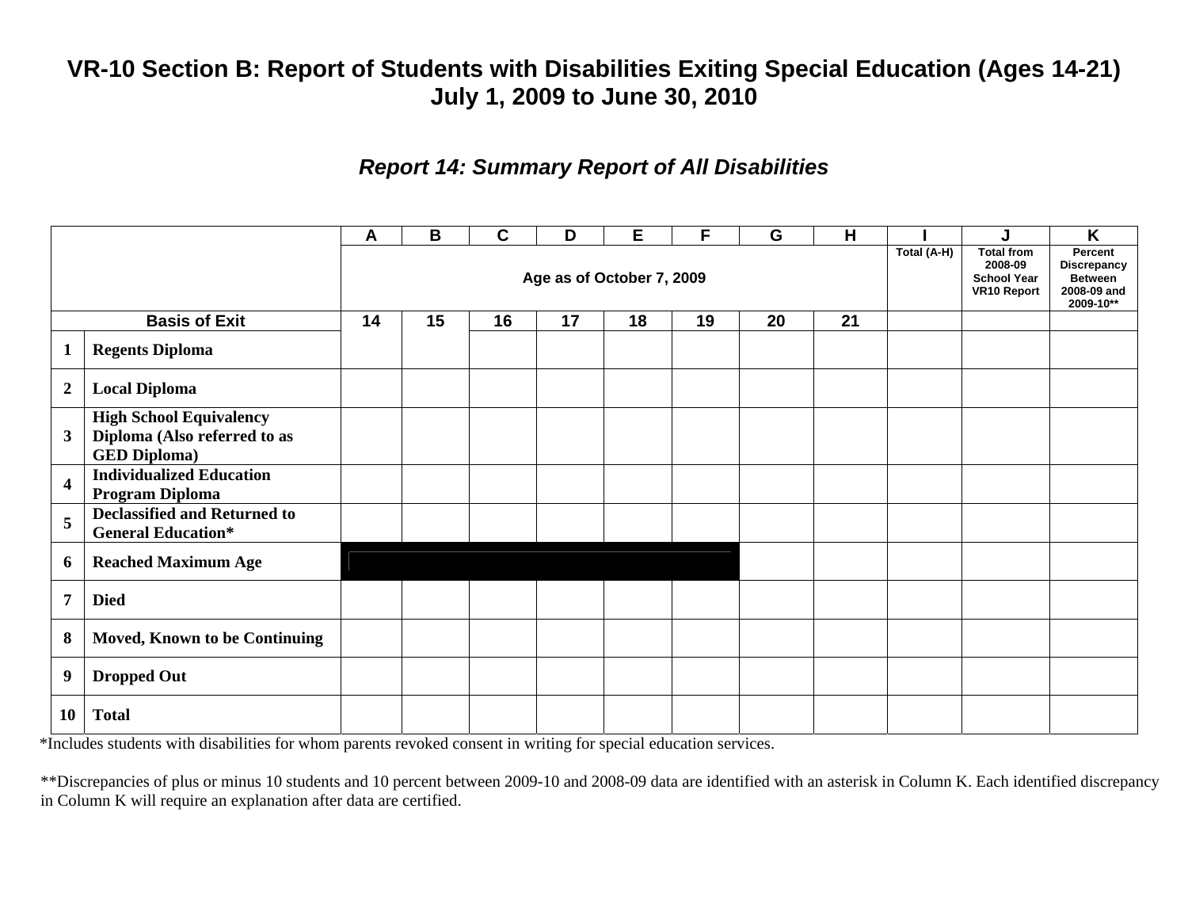# VR-10 Section B: Report of Students with Disabilities Exiting Special Education (Ages 14-21) July 1, 2009 to June 30, 2010

## *Report 14: Summary Report of All Disabilities*

| | | A | B | C | D | E | F | G | H | I | J | K |
|---|---|---|---|---|---|---|---|---|---|---|---|---|
| | | Age as of October 7, 2009 | | | | | | | | Total (A-H) | Total from 2008-09 School Year VR10 Report | Percent Discrepancy Between 2008-09 and 2009-10** |
| **Basis of Exit** | | 14 | 15 | 16 | 17 | 18 | 19 | 20 | 21 | | | |
| **1** | **Regents Diploma** | | | | | | | | | | | |
| **2** | **Local Diploma** | | | | | | | | | | | |
| **3** | **High School Equivalency Diploma (Also referred to as GED Diploma)** | | | | | | | | | | | |
| **4** | **Individualized Education Program Diploma** | | | | | | | | | | | |
| **5** | **Declassified and Returned to General Education*** | | | | | | | | | | | |
| **6** | **Reached Maximum Age** | | | | | | | | | | | |
| **7** | **Died** | | | | | | | | | | | |
| **8** | **Moved, Known to be Continuing** | | | | | | | | | | | |
| **9** | **Dropped Out** | | | | | | | | | | | |
| **10** | **Total** | | | | | | | | | | | |

*Includes students with disabilities for whom parents revoked consent in writing for special education services.

**Discrepancies of plus or minus 10 students and 10 percent between 2009-10 and 2008-09 data are identified with an asterisk in Column K. Each identified discrepancy in Column K will require an explanation after data are certified.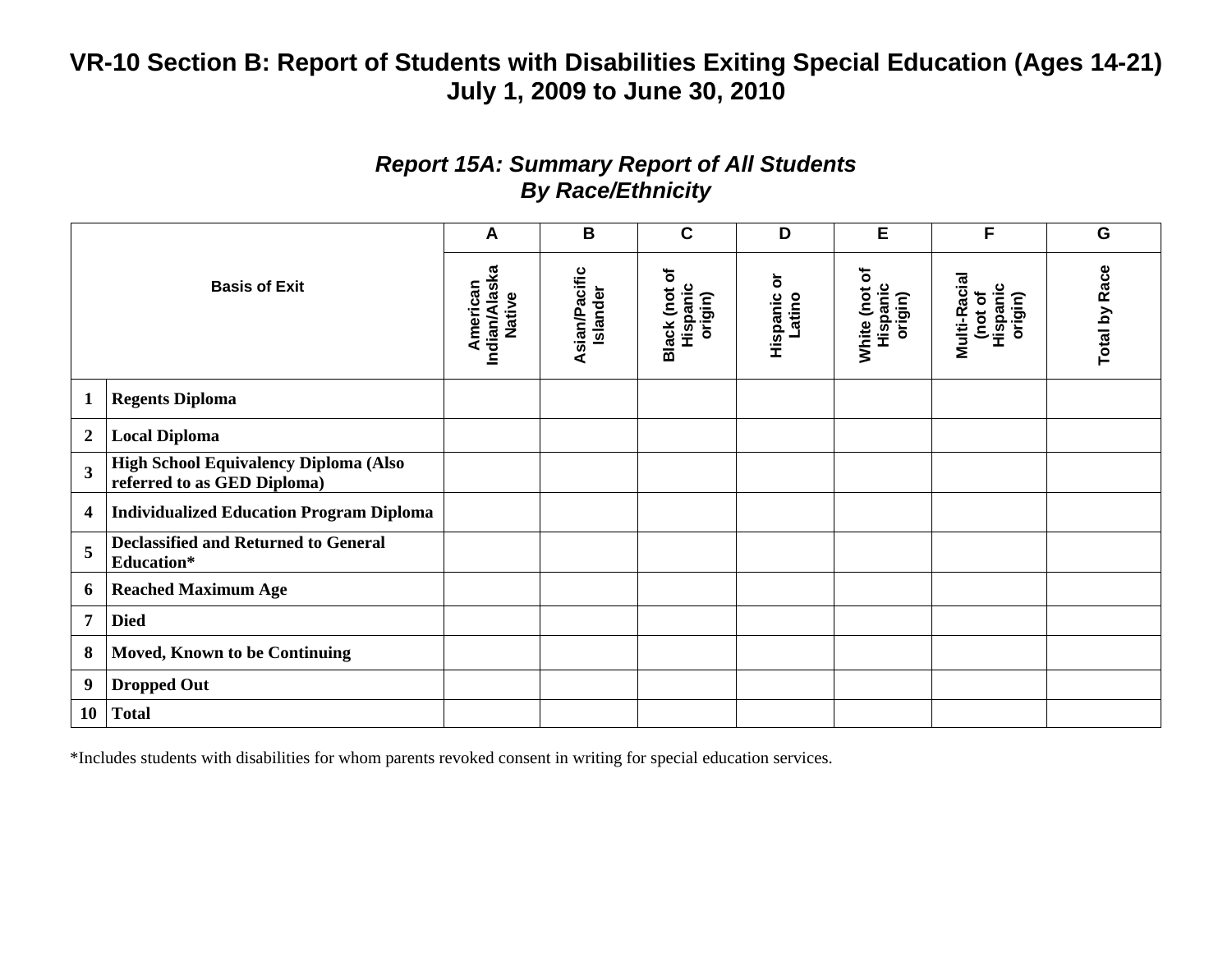# VR-10 Section B: Report of Students with Disabilities Exiting Special Education (Ages 14-21)
## July 1, 2009 to June 30, 2010

### *Report 15A: Summary Report of All Students By Race/Ethnicity*

| | | A | B | C | D | E | F | G |
|---|---|---|---|---|---|---|---|---|
| **Basis of Exit** | | **American Indian/Alaska Native** | **Asian/Pacific Islander** | **Black (not of Hispanic origin)** | **Hispanic or Latino** | **White (not of Hispanic origin)** | **Multi-Racial (not of Hispanic origin)** | **Total by Race** |
| **1** | **Regents Diploma** | | | | | | | |
| **2** | **Local Diploma** | | | | | | | |
| **3** | **High School Equivalency Diploma (Also referred to as GED Diploma)** | | | | | | | |
| **4** | **Individualized Education Program Diploma** | | | | | | | |
| **5** | **Declassified and Returned to General Education*** | | | | | | | |
| **6** | **Reached Maximum Age** | | | | | | | |
| **7** | **Died** | | | | | | | |
| **8** | **Moved, Known to be Continuing** | | | | | | | |
| **9** | **Dropped Out** | | | | | | | |
| **10** | **Total** | | | | | | | |

*Includes students with disabilities for whom parents revoked consent in writing for special education services.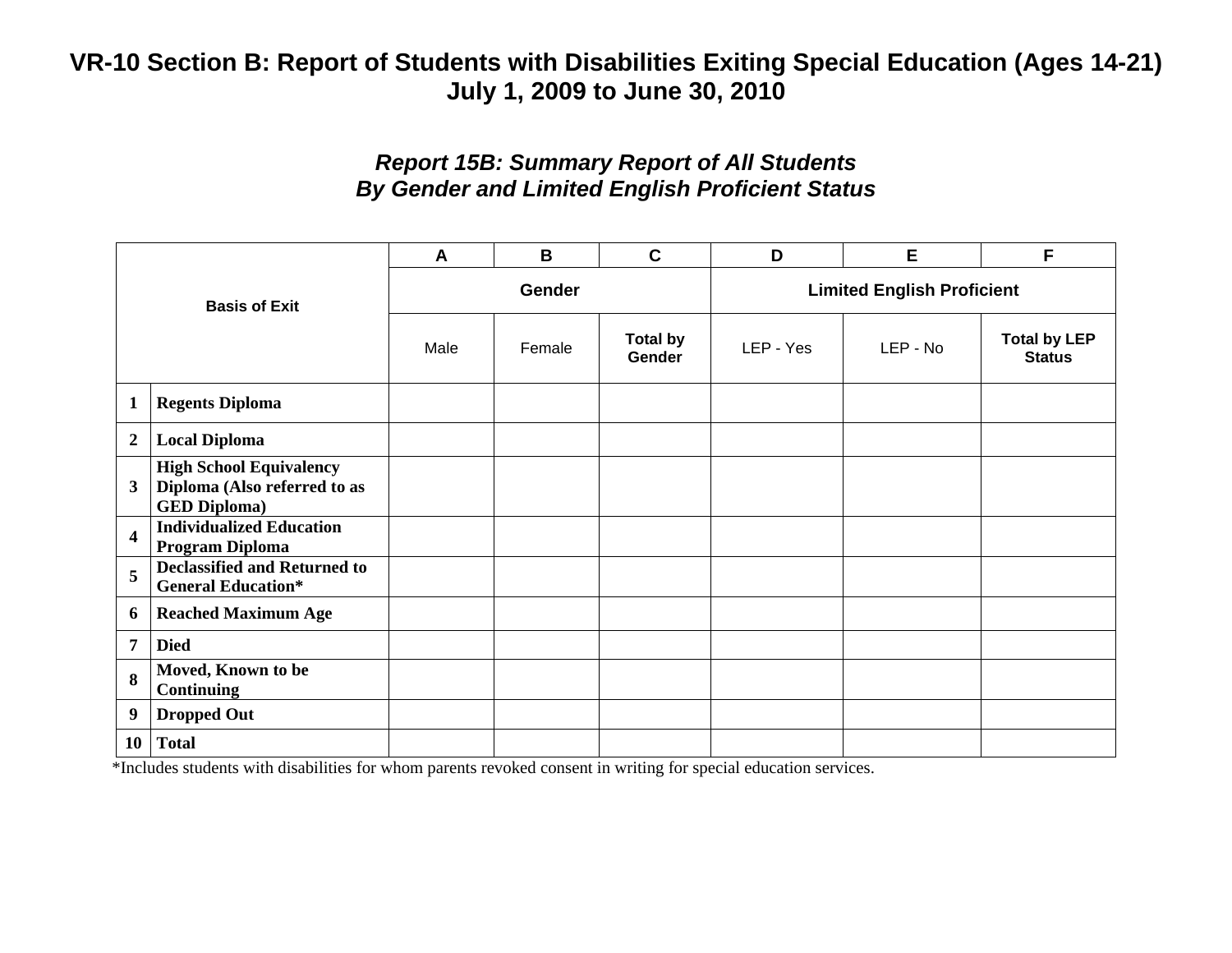# VR-10 Section B: Report of Students with Disabilities Exiting Special Education (Ages 14-21) July 1, 2009 to June 30, 2010

## *Report 15B: Summary Report of All Students By Gender and Limited English Proficient Status*

| | Basis of Exit | A | B | C | D | E | F |
|---|---|---|---|---|---|---|---|
| | | **Gender** | | | **Limited English Proficient** | | |
| | | Male | Female | **Total by Gender** | LEP - Yes | LEP - No | **Total by LEP Status** |
| **1** | **Regents Diploma** | | | | | | |
| **2** | **Local Diploma** | | | | | | |
| **3** | **High School Equivalency Diploma (Also referred to as GED Diploma)** | | | | | | |
| **4** | **Individualized Education Program Diploma** | | | | | | |
| **5** | **Declassified and Returned to General Education*** | | | | | | |
| **6** | **Reached Maximum Age** | | | | | | |
| **7** | **Died** | | | | | | |
| **8** | **Moved, Known to be Continuing** | | | | | | |
| **9** | **Dropped Out** | | | | | | |
| **10** | **Total** | | | | | | |

*Includes students with disabilities for whom parents revoked consent in writing for special education services.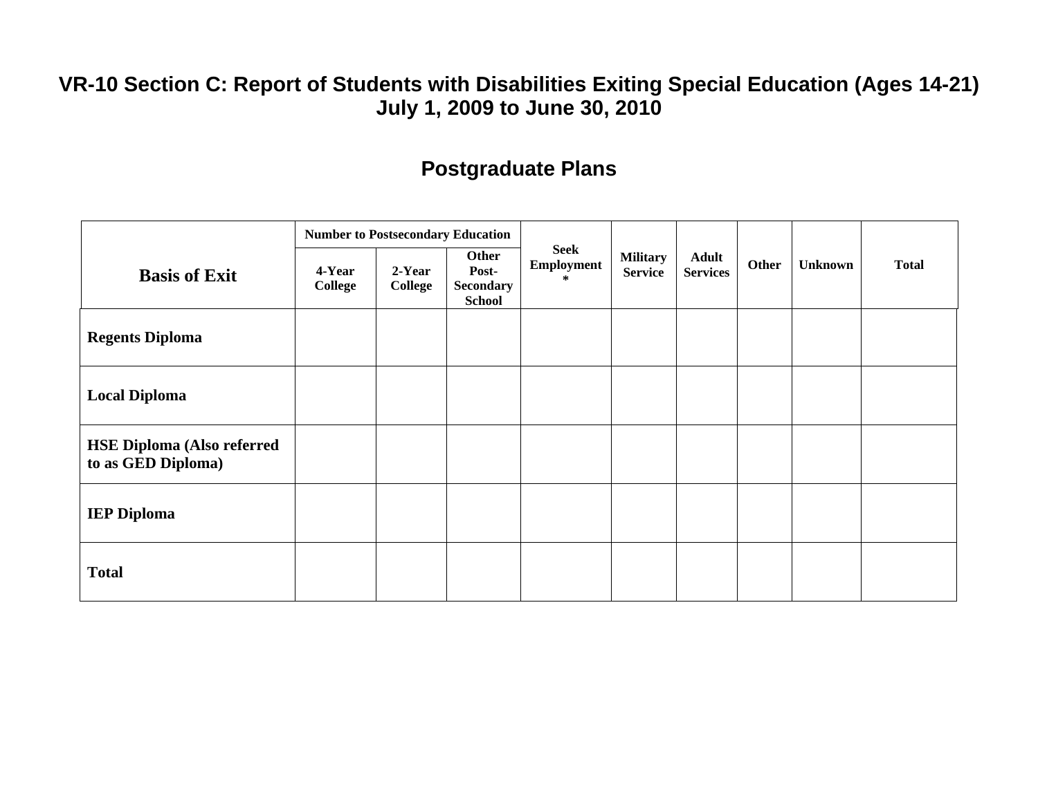# VR-10 Section C: Report of Students with Disabilities Exiting Special Education (Ages 14-21)
# July 1, 2009 to June 30, 2010

## Postgraduate Plans

| Basis of Exit | Number to Postsecondary Education | | | Seek Employment * | Military Service | Adult Services | Other | Unknown | Total |
|---|---|---|---|---|---|---|---|---|---|
| | 4-Year College | 2-Year College | Other Post-Secondary School | | | | | | |
| Regents Diploma | | | | | | | | | |
| Local Diploma | | | | | | | | | |
| HSE Diploma (Also referred to as GED Diploma) | | | | | | | | | |
| IEP Diploma | | | | | | | | | |
| Total | | | | | | | | | |